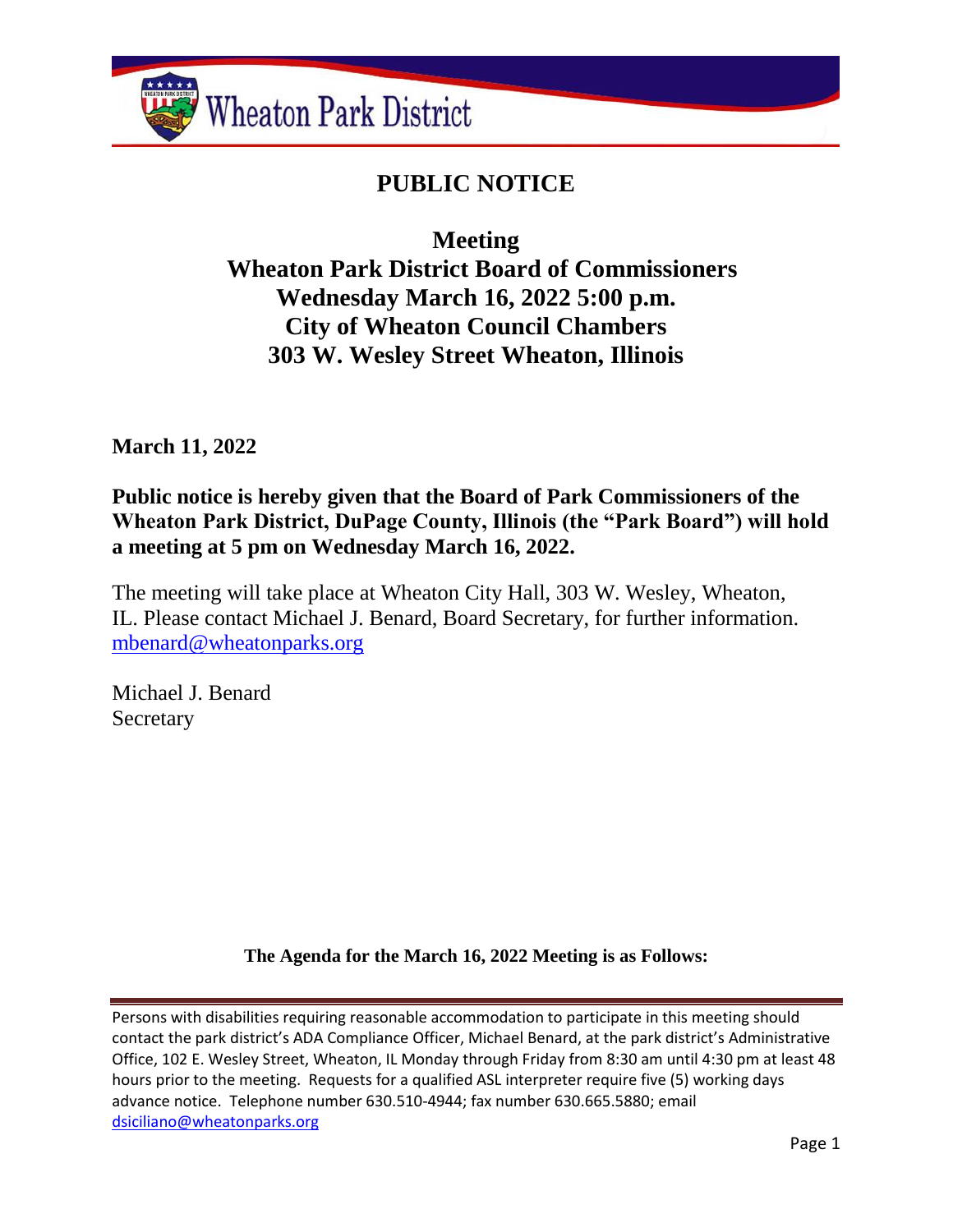Wheaton Park District

# PUBLIC NOTICE

## Meeting
## Wheaton Park District Board of Commissioners
## Wednesday March 16, 2022 5:00 p.m.
## City of Wheaton Council Chambers
## 303 W. Wesley Street Wheaton, Illinois

**March 11, 2022**

**Public notice is hereby given that the Board of Park Commissioners of the Wheaton Park District, DuPage County, Illinois (the "Park Board") will hold a meeting at 5 pm on Wednesday March 16, 2022.**

The meeting will take place at Wheaton City Hall, 303 W. Wesley, Wheaton, IL. Please contact Michael J. Benard, Board Secretary, for further information. mbenard@wheatonparks.org

Michael J. Benard
Secretary

**The Agenda for the March 16, 2022 Meeting is as Follows:**

Persons with disabilities requiring reasonable accommodation to participate in this meeting should contact the park district's ADA Compliance Officer, Michael Benard, at the park district's Administrative Office, 102 E. Wesley Street, Wheaton, IL Monday through Friday from 8:30 am until 4:30 pm at least 48 hours prior to the meeting. Requests for a qualified ASL interpreter require five (5) working days advance notice. Telephone number 630.510-4944; fax number 630.665.5880; email dsiciliano@wheatonparks.org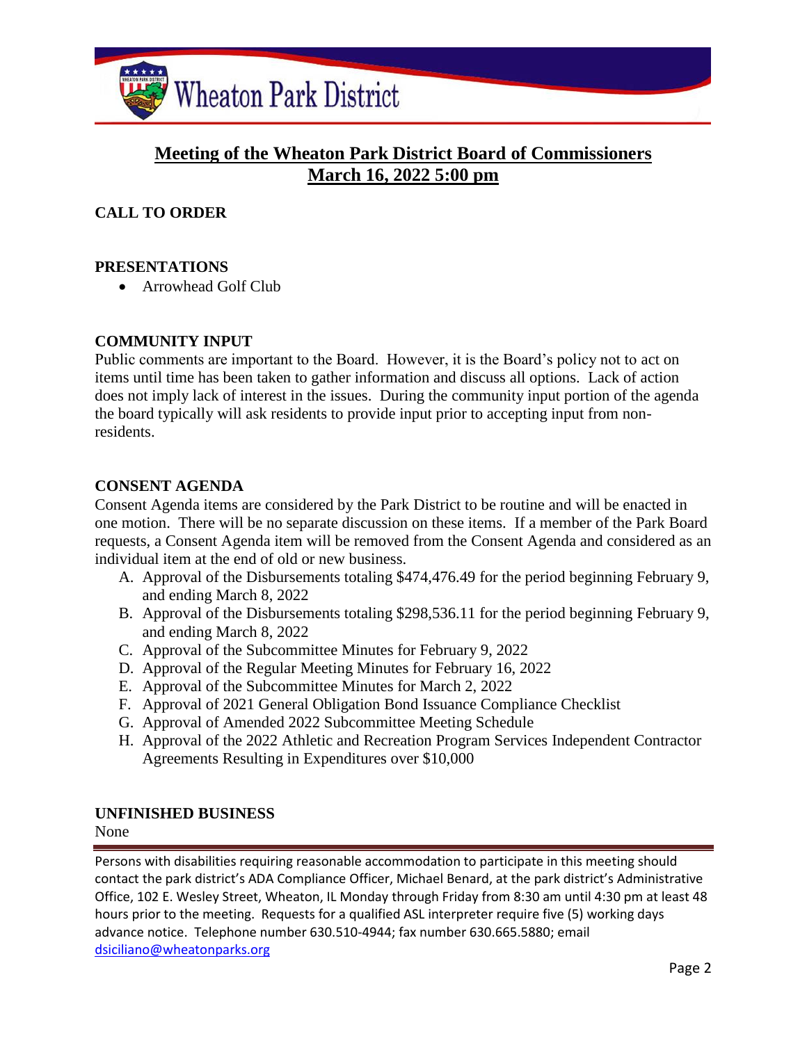# Meeting of the Wheaton Park District Board of Commissioners
## March 16, 2022 5:00 pm

**CALL TO ORDER**

**PRESENTATIONS**

- Arrowhead Golf Club

**COMMUNITY INPUT**

Public comments are important to the Board. However, it is the Board's policy not to act on items until time has been taken to gather information and discuss all options. Lack of action does not imply lack of interest in the issues. During the community input portion of the agenda the board typically will ask residents to provide input prior to accepting input from non-residents.

**CONSENT AGENDA**

Consent Agenda items are considered by the Park District to be routine and will be enacted in one motion. There will be no separate discussion on these items. If a member of the Park Board requests, a Consent Agenda item will be removed from the Consent Agenda and considered as an individual item at the end of old or new business.

A. Approval of the Disbursements totaling $474,476.49 for the period beginning February 9, and ending March 8, 2022
B. Approval of the Disbursements totaling $298,536.11 for the period beginning February 9, and ending March 8, 2022
C. Approval of the Subcommittee Minutes for February 9, 2022
D. Approval of the Regular Meeting Minutes for February 16, 2022
E. Approval of the Subcommittee Minutes for March 2, 2022
F. Approval of 2021 General Obligation Bond Issuance Compliance Checklist
G. Approval of Amended 2022 Subcommittee Meeting Schedule
H. Approval of the 2022 Athletic and Recreation Program Services Independent Contractor Agreements Resulting in Expenditures over $10,000

**UNFINISHED BUSINESS**

None

Persons with disabilities requiring reasonable accommodation to participate in this meeting should contact the park district's ADA Compliance Officer, Michael Benard, at the park district's Administrative Office, 102 E. Wesley Street, Wheaton, IL Monday through Friday from 8:30 am until 4:30 pm at least 48 hours prior to the meeting. Requests for a qualified ASL interpreter require five (5) working days advance notice. Telephone number 630.510-4944; fax number 630.665.5880; email dsiciliano@wheatonparks.org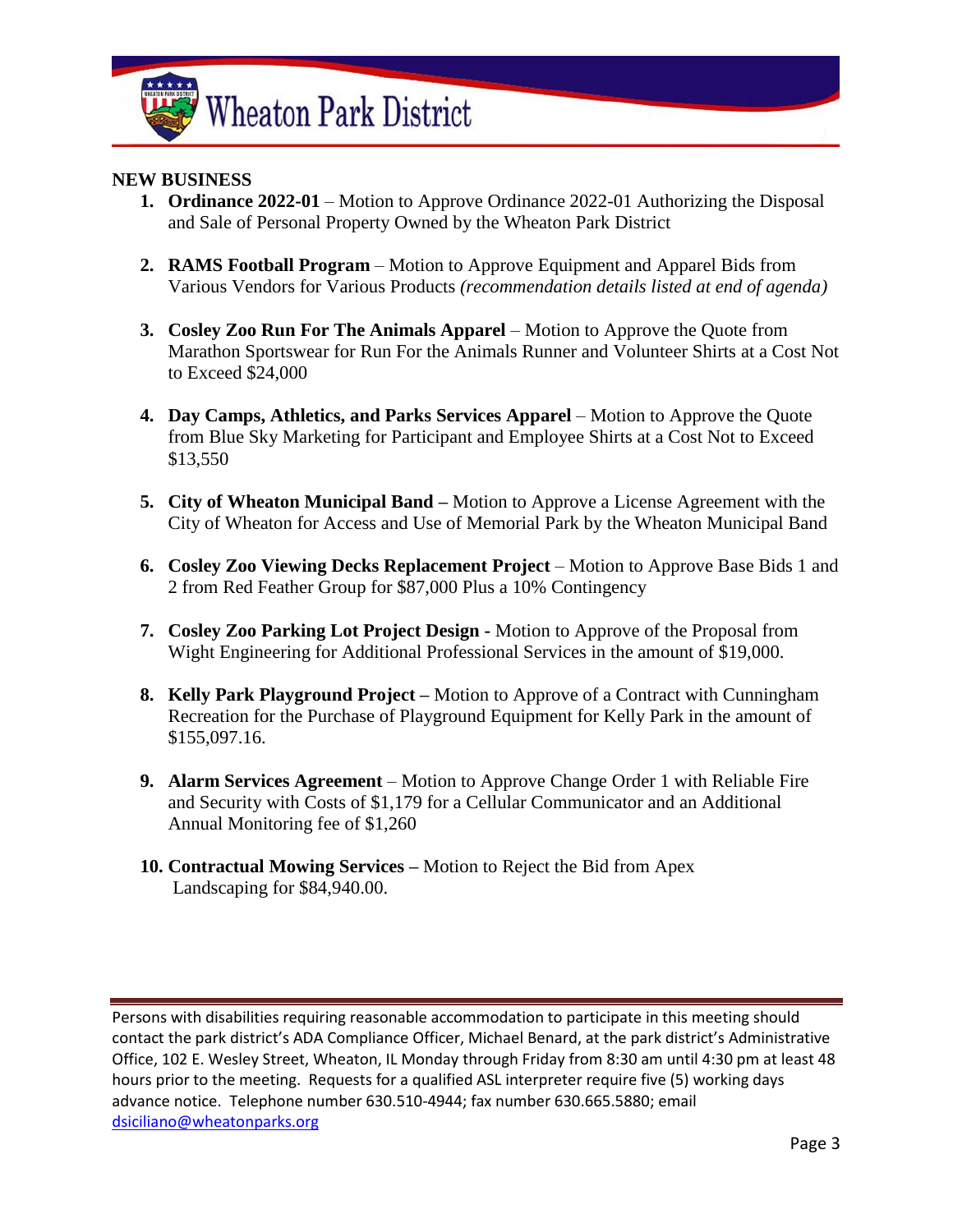**NEW BUSINESS**

1. **Ordinance 2022-01** – Motion to Approve Ordinance 2022-01 Authorizing the Disposal and Sale of Personal Property Owned by the Wheaton Park District

2. **RAMS Football Program** – Motion to Approve Equipment and Apparel Bids from Various Vendors for Various Products *(recommendation details listed at end of agenda)*

3. **Cosley Zoo Run For The Animals Apparel** – Motion to Approve the Quote from Marathon Sportswear for Run For the Animals Runner and Volunteer Shirts at a Cost Not to Exceed $24,000

4. **Day Camps, Athletics, and Parks Services Apparel** – Motion to Approve the Quote from Blue Sky Marketing for Participant and Employee Shirts at a Cost Not to Exceed $13,550

5. **City of Wheaton Municipal Band –** Motion to Approve a License Agreement with the City of Wheaton for Access and Use of Memorial Park by the Wheaton Municipal Band

6. **Cosley Zoo Viewing Decks Replacement Project** – Motion to Approve Base Bids 1 and 2 from Red Feather Group for $87,000 Plus a 10% Contingency

7. **Cosley Zoo Parking Lot Project Design -** Motion to Approve of the Proposal from Wight Engineering for Additional Professional Services in the amount of $19,000.

8. **Kelly Park Playground Project –** Motion to Approve of a Contract with Cunningham Recreation for the Purchase of Playground Equipment for Kelly Park in the amount of $155,097.16.

9. **Alarm Services Agreement** – Motion to Approve Change Order 1 with Reliable Fire and Security with Costs of $1,179 for a Cellular Communicator and an Additional Annual Monitoring fee of $1,260

10. **Contractual Mowing Services –** Motion to Reject the Bid from Apex Landscaping for $84,940.00.

Persons with disabilities requiring reasonable accommodation to participate in this meeting should contact the park district's ADA Compliance Officer, Michael Benard, at the park district's Administrative Office, 102 E. Wesley Street, Wheaton, IL Monday through Friday from 8:30 am until 4:30 pm at least 48 hours prior to the meeting. Requests for a qualified ASL interpreter require five (5) working days advance notice. Telephone number 630.510-4944; fax number 630.665.5880; email dsiciliano@wheatonparks.org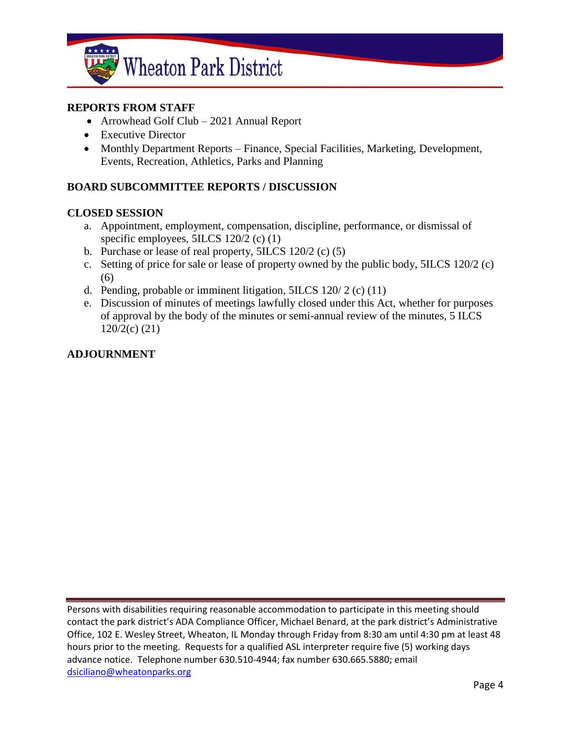**REPORTS FROM STAFF**

- Arrowhead Golf Club – 2021 Annual Report
- Executive Director
- Monthly Department Reports – Finance, Special Facilities, Marketing, Development, Events, Recreation, Athletics, Parks and Planning

**BOARD SUBCOMMITTEE REPORTS / DISCUSSION**

**CLOSED SESSION**

a. Appointment, employment, compensation, discipline, performance, or dismissal of specific employees, 5ILCS 120/2 (c) (1)
b. Purchase or lease of real property, 5ILCS 120/2 (c) (5)
c. Setting of price for sale or lease of property owned by the public body, 5ILCS 120/2 (c) (6)
d. Pending, probable or imminent litigation, 5ILCS 120/ 2 (c) (11)
e. Discussion of minutes of meetings lawfully closed under this Act, whether for purposes of approval by the body of the minutes or semi-annual review of the minutes, 5 ILCS 120/2(c) (21)

**ADJOURNMENT**

Persons with disabilities requiring reasonable accommodation to participate in this meeting should contact the park district's ADA Compliance Officer, Michael Benard, at the park district's Administrative Office, 102 E. Wesley Street, Wheaton, IL Monday through Friday from 8:30 am until 4:30 pm at least 48 hours prior to the meeting. Requests for a qualified ASL interpreter require five (5) working days advance notice. Telephone number 630.510-4944; fax number 630.665.5880; email dsiciliano@wheatonparks.org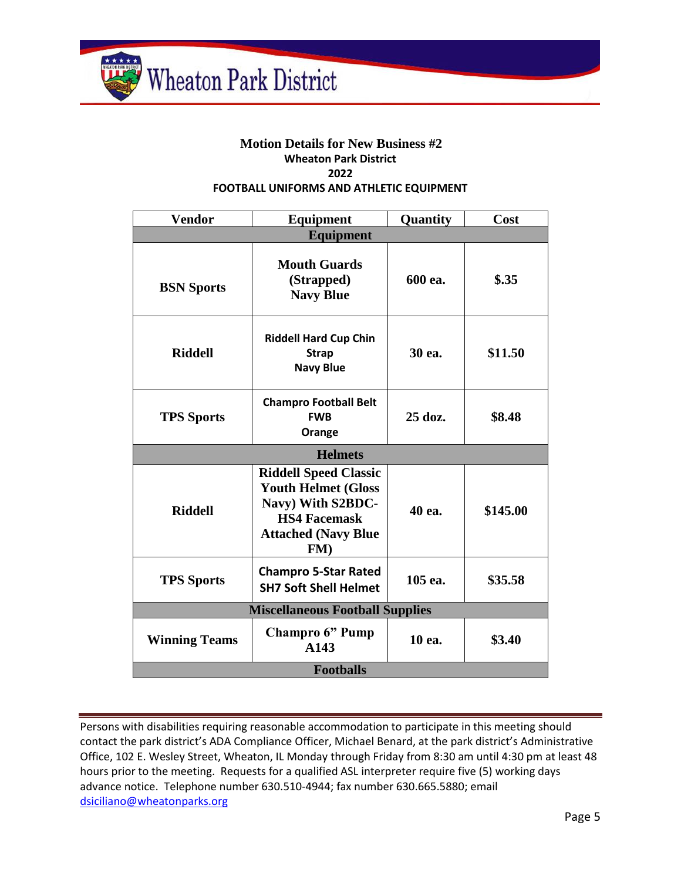**Motion Details for New Business #2**
**Wheaton Park District**
**2022**
**FOOTBALL UNIFORMS AND ATHLETIC EQUIPMENT**

| Vendor | Equipment | Quantity | Cost |
|---|---|---|---|
| **Equipment** | | | |
| **BSN Sports** | **Mouth Guards (Strapped) Navy Blue** | 600 ea. | $.35 |
| **Riddell** | **Riddell Hard Cup Chin Strap Navy Blue** | 30 ea. | $11.50 |
| **TPS Sports** | **Champro Football Belt FWB Orange** | 25 doz. | $8.48 |
| **Helmets** | | | |
| **Riddell** | **Riddell Speed Classic Youth Helmet (Gloss Navy) With S2BDC-HS4 Facemask Attached (Navy Blue FM)** | 40 ea. | $145.00 |
| **TPS Sports** | **Champro 5-Star Rated SH7 Soft Shell Helmet** | 105 ea. | $35.58 |
| **Miscellaneous Football Supplies** | | | |
| **Winning Teams** | **Champro 6" Pump A143** | 10 ea. | $3.40 |
| **Footballs** | | | |

Persons with disabilities requiring reasonable accommodation to participate in this meeting should contact the park district's ADA Compliance Officer, Michael Benard, at the park district's Administrative Office, 102 E. Wesley Street, Wheaton, IL Monday through Friday from 8:30 am until 4:30 pm at least 48 hours prior to the meeting. Requests for a qualified ASL interpreter require five (5) working days advance notice. Telephone number 630.510-4944; fax number 630.665.5880; email dsiciliano@wheatonparks.org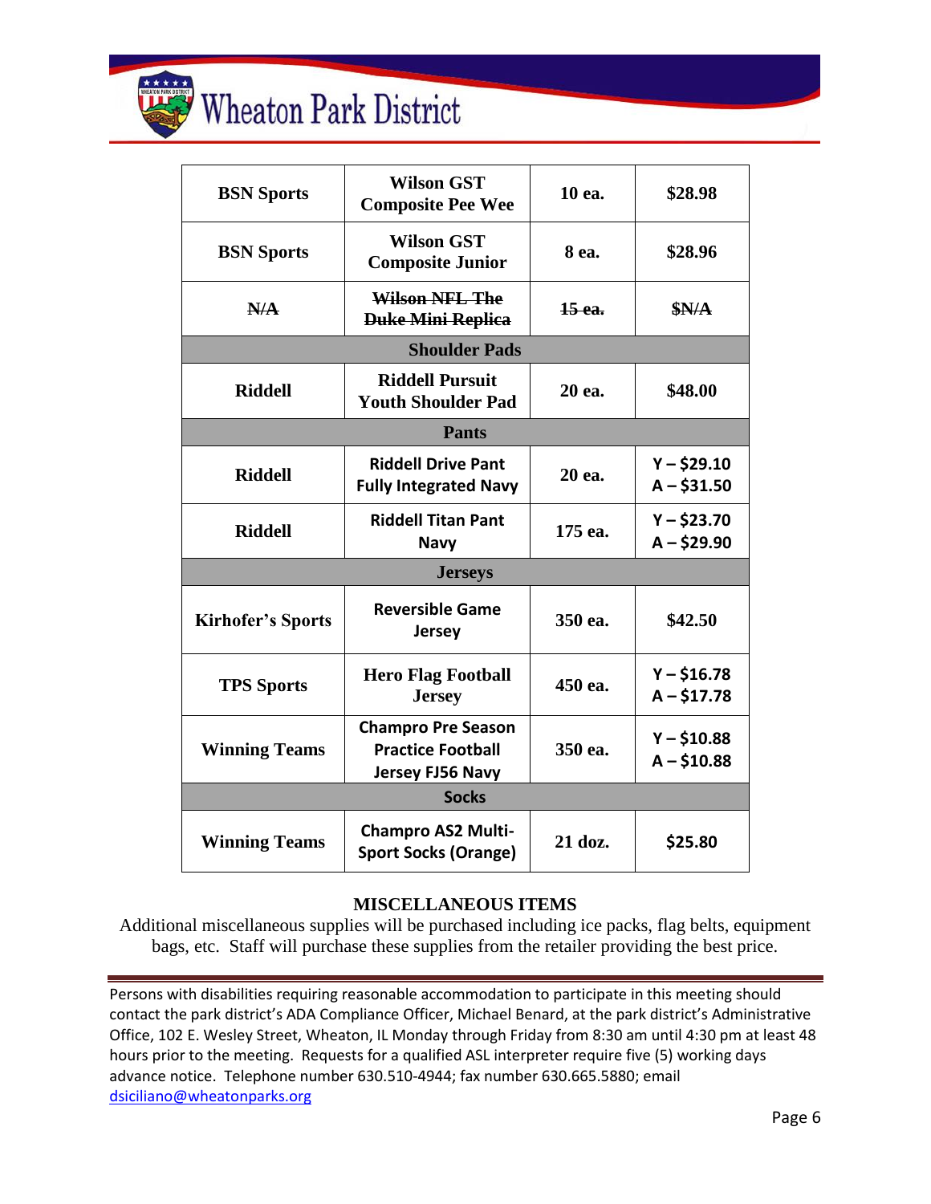| | | | |
|---|---|---|---|
| **BSN Sports** | **Wilson GST Composite Pee Wee** | **10 ea.** | **$28.98** |
| **BSN Sports** | **Wilson GST Composite Junior** | **8 ea.** | **$28.96** |
| ~~**N/A**~~ | ~~**Wilson NFL The Duke Mini Replica**~~ | ~~**15 ea.**~~ | ~~**$N/A**~~ |
| **Shoulder Pads** | | | |
| **Riddell** | **Riddell Pursuit Youth Shoulder Pad** | **20 ea.** | **$48.00** |
| **Pants** | | | |
| **Riddell** | **Riddell Drive Pant Fully Integrated Navy** | **20 ea.** | **Y – $29.10**<br>**A – $31.50** |
| **Riddell** | **Riddell Titan Pant Navy** | **175 ea.** | **Y – $23.70**<br>**A – $29.90** |
| **Jerseys** | | | |
| **Kirhofer's Sports** | **Reversible Game Jersey** | **350 ea.** | **$42.50** |
| **TPS Sports** | **Hero Flag Football Jersey** | **450 ea.** | **Y – $16.78**<br>**A – $17.78** |
| **Winning Teams** | **Champro Pre Season Practice Football Jersey FJ56 Navy** | **350 ea.** | **Y – $10.88**<br>**A – $10.88** |
| **Socks** | | | |
| **Winning Teams** | **Champro AS2 Multi-Sport Socks (Orange)** | **21 doz.** | **$25.80** |

**MISCELLANEOUS ITEMS**

Additional miscellaneous supplies will be purchased including ice packs, flag belts, equipment bags, etc. Staff will purchase these supplies from the retailer providing the best price.

Persons with disabilities requiring reasonable accommodation to participate in this meeting should contact the park district's ADA Compliance Officer, Michael Benard, at the park district's Administrative Office, 102 E. Wesley Street, Wheaton, IL Monday through Friday from 8:30 am until 4:30 pm at least 48 hours prior to the meeting. Requests for a qualified ASL interpreter require five (5) working days advance notice. Telephone number 630.510-4944; fax number 630.665.5880; email dsiciliano@wheatonparks.org